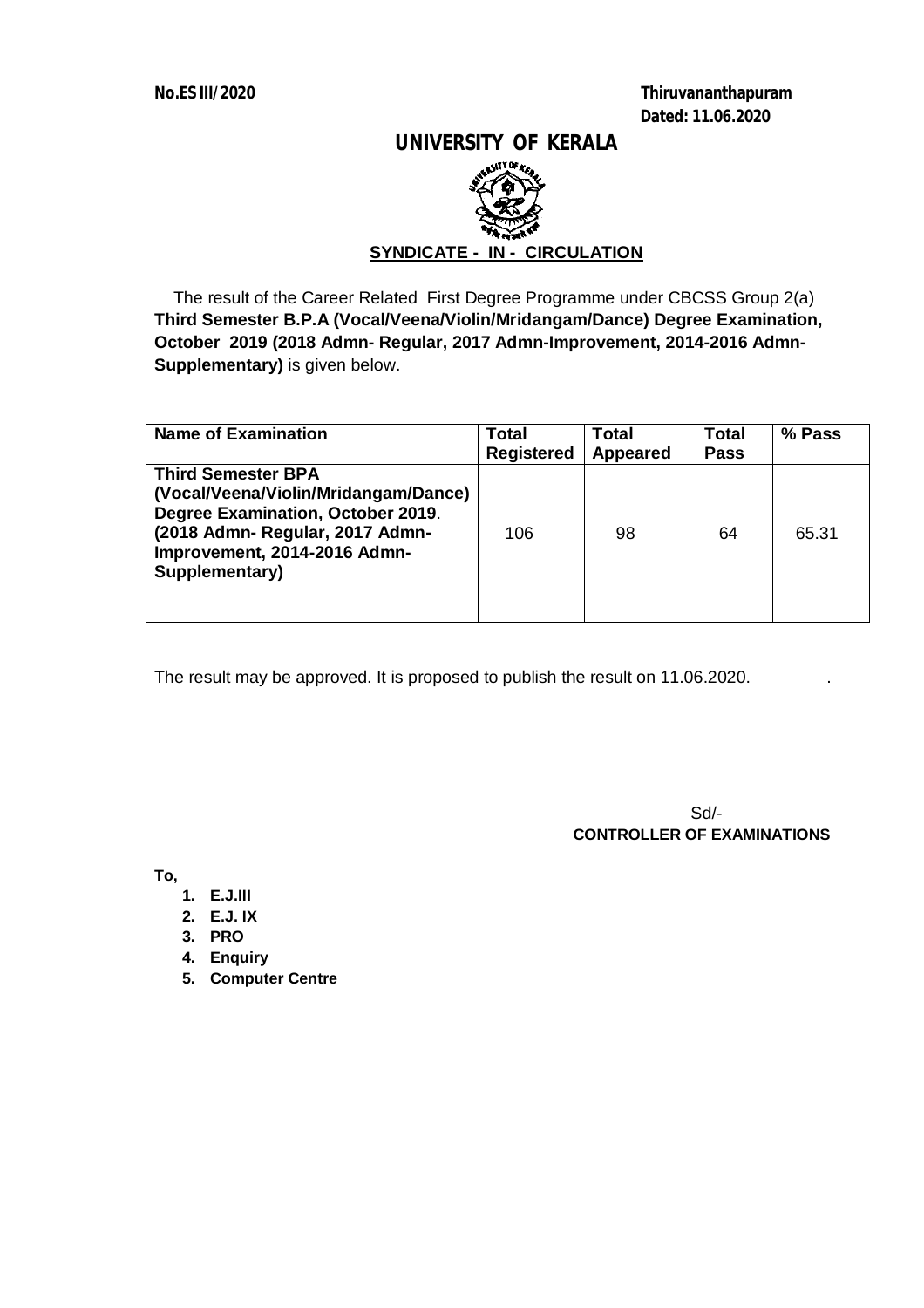**No.ES III/2020**

**Thiruvananthapuram**
**Dated: 11.06.2020**

# UNIVERSITY OF KERALA

**SYNDICATE - IN - CIRCULATION**

The result of the Career Related First Degree Programme under CBCSS Group 2(a) **Third Semester B.P.A (Vocal/Veena/Violin/Mridangam/Dance) Degree Examination, October 2019 (2018 Admn- Regular, 2017 Admn-Improvement, 2014-2016 Admn-Supplementary)** is given below.

| Name of Examination | Total Registered | Total Appeared | Total Pass | % Pass |
|---|---|---|---|---|
| **Third Semester BPA (Vocal/Veena/Violin/Mridangam/Dance) Degree Examination, October 2019. (2018 Admn- Regular, 2017 Admn-Improvement, 2014-2016 Admn-Supplementary)** | 106 | 98 | 64 | 65.31 |

The result may be approved. It is proposed to publish the result on 11.06.2020.

Sd/-
**CONTROLLER OF EXAMINATIONS**

**To,**

1. **E.J.III**
2. **E.J. IX**
3. **PRO**
4. **Enquiry**
5. **Computer Centre**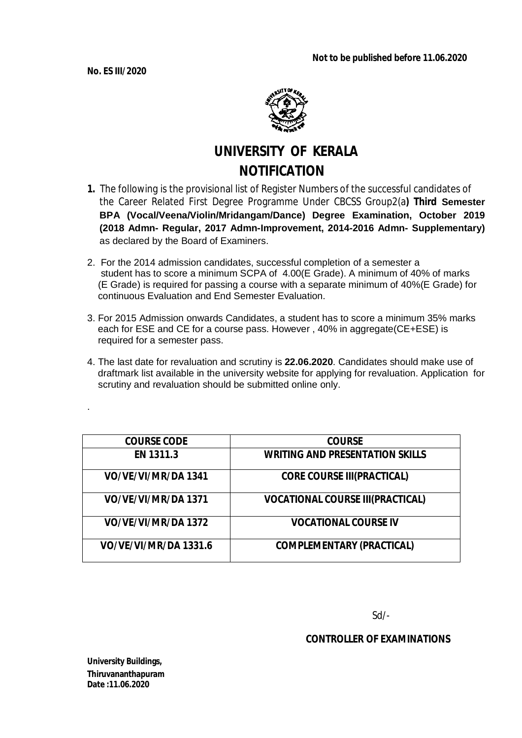**Not to be published before 11.06.2020**

**No. ES III/2020**

# UNIVERSITY OF KERALA

## NOTIFICATION

1. The following is the provisional list of Register Numbers of the successful candidates of the Career Related First Degree Programme Under CBCSS Group2(a**) Third Semester BPA (Vocal/Veena/Violin/Mridangam/Dance) Degree Examination, October 2019 (2018 Admn- Regular, 2017 Admn-Improvement, 2014-2016 Admn- Supplementary)** as declared by the Board of Examiners.

2. For the 2014 admission candidates, successful completion of a semester a student has to score a minimum SCPA of 4.00(E Grade). A minimum of 40% of marks (E Grade) is required for passing a course with a separate minimum of 40%(E Grade) for continuous Evaluation and End Semester Evaluation.

3. For 2015 Admission onwards Candidates, a student has to score a minimum 35% marks each for ESE and CE for a course pass. However , 40% in aggregate(CE+ESE) is required for a semester pass.

4. The last date for revaluation and scrutiny is **22.06.2020**. Candidates should make use of draftmark list available in the university website for applying for revaluation. Application for scrutiny and revaluation should be submitted online only.

.

| COURSE CODE | COURSE |
|---|---|
| EN 1311.3 | WRITING AND PRESENTATION SKILLS |
| VO/VE/VI/MR/DA 1341 | CORE COURSE III(PRACTICAL) |
| VO/VE/VI/MR/DA 1371 | VOCATIONAL COURSE III(PRACTICAL) |
| VO/VE/VI/MR/DA 1372 | VOCATIONAL COURSE IV |
| VO/VE/VI/MR/DA 1331.6 | COMPLEMENTARY (PRACTICAL) |

Sd/-

**CONTROLLER OF EXAMINATIONS**

**University Buildings,**
**Thiruvananthapuram**
**Date :11.06.2020**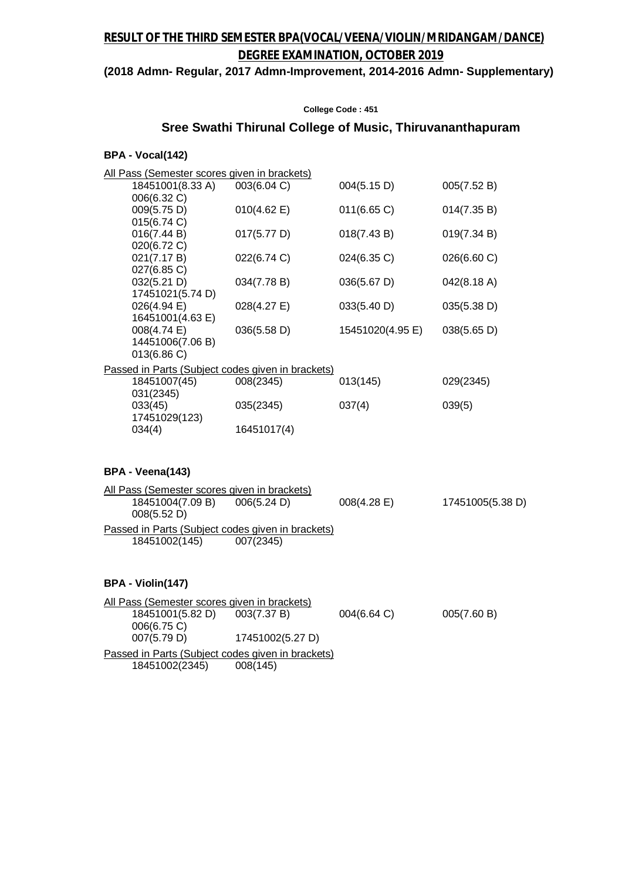**RESULT OF THE THIRD SEMESTER BPA(VOCAL/VEENA/VIOLIN/MRIDANGAM/DANCE) DEGREE EXAMINATION, OCTOBER 2019**

**(2018 Admn- Regular, 2017 Admn-Improvement, 2014-2016 Admn- Supplementary)**

**College Code : 451**

## Sree Swathi Thirunal College of Music, Thiruvananthapuram

### BPA - Vocal(142)

All Pass (Semester scores given in brackets)

18451001(8.33 A) 003(6.04 C) 004(5.15 D) 005(7.52 B) 006(6.32 C)
009(5.75 D) 010(4.62 E) 011(6.65 C) 014(7.35 B) 015(6.74 C)
016(7.44 B) 017(5.77 D) 018(7.43 B) 019(7.34 B) 020(6.72 C)
021(7.17 B) 022(6.74 C) 024(6.35 C) 026(6.60 C) 027(6.85 C)
032(5.21 D) 034(7.78 B) 036(5.67 D) 042(8.18 A) 17451021(5.74 D)
026(4.94 E) 028(4.27 E) 033(5.40 D) 035(5.38 D) 16451001(4.63 E)
008(4.74 E) 036(5.58 D) 15451020(4.95 E) 038(5.65 D) 14451006(7.06 B)
013(6.86 C)

Passed in Parts (Subject codes given in brackets)

18451007(45) 008(2345) 013(145) 029(2345) 031(2345)
033(45) 035(2345) 037(4) 039(5) 17451029(123)
034(4) 16451017(4)

### BPA - Veena(143)

All Pass (Semester scores given in brackets)

18451004(7.09 B) 006(5.24 D) 008(4.28 E) 17451005(5.38 D) 008(5.52 D)

Passed in Parts (Subject codes given in brackets)

18451002(145) 007(2345)

### BPA - Violin(147)

All Pass (Semester scores given in brackets)

18451001(5.82 D) 003(7.37 B) 004(6.64 C) 005(7.60 B) 006(6.75 C)
007(5.79 D) 17451002(5.27 D)

Passed in Parts (Subject codes given in brackets)

18451002(2345) 008(145)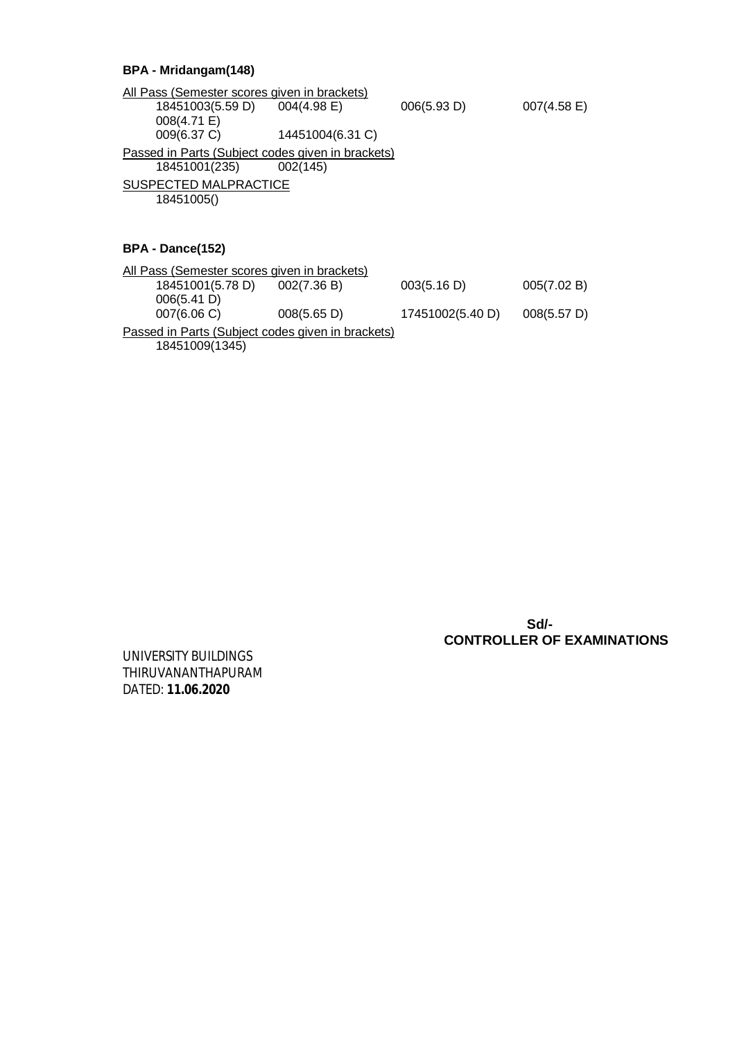**BPA - Mridangam(148)**

All Pass (Semester scores given in brackets)

18451003(5.59 D) 004(4.98 E) 006(5.93 D) 007(4.58 E) 008(4.71 E) 009(6.37 C) 14451004(6.31 C)

Passed in Parts (Subject codes given in brackets)

18451001(235) 002(145)

SUSPECTED MALPRACTICE

18451005()

**BPA - Dance(152)**

All Pass (Semester scores given in brackets)

18451001(5.78 D) 002(7.36 B) 003(5.16 D) 005(7.02 B) 006(5.41 D) 007(6.06 C) 008(5.65 D) 17451002(5.40 D) 008(5.57 D)

Passed in Parts (Subject codes given in brackets)

18451009(1345)

**Sd/-**
**CONTROLLER OF EXAMINATIONS**

UNIVERSITY BUILDINGS
THIRUVANANTHAPURAM
DATED: **11.06.2020**